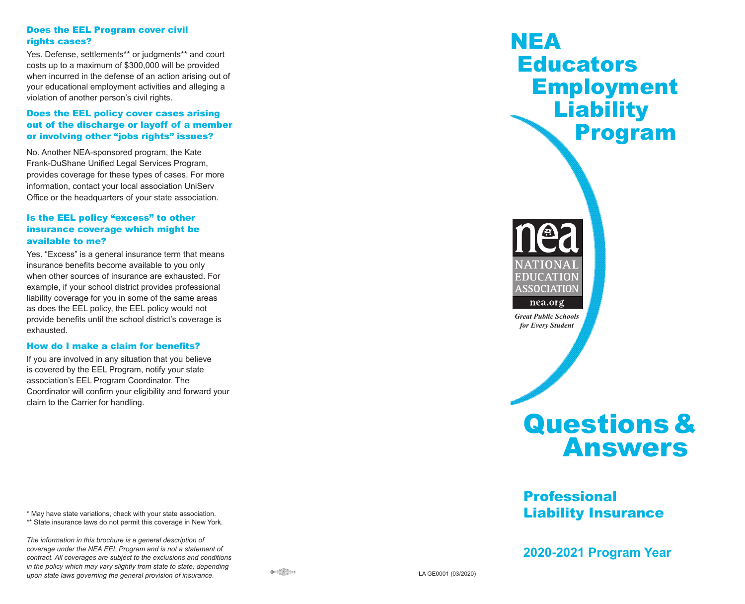### Does the EEL Program cover civil rights cases?

Yes. Defense, settlements** or judgments** and court costs up to a maximum of $300,000 will be provided when incurred in the defense of an action arising out of your educational employment activities and alleging a violation of another person's civil rights.

### Does the EEL policy cover cases arising out of the discharge or layoff of a member or involving other "jobs rights" issues?

No. Another NEA-sponsored program, the Kate Frank-DuShane Unified Legal Services Program, provides coverage for these types of cases. For more information, contact your local association UniServ Office or the headquarters of your state association.

### Is the EEL policy "excess" to other insurance coverage which might be available to me?

Yes. "Excess" is a general insurance term that means insurance benefits become available to you only when other sources of insurance are exhausted. For example, if your school district provides professional liability coverage for you in some of the same areas as does the EEL policy, the EEL policy would not provide benefits until the school district's coverage is exhausted.

### How do I make a claim for benefits?

If you are involved in any situation that you believe is covered by the EEL Program, notify your state association's EEL Program Coordinator. The Coordinator will confirm your eligibility and forward your claim to the Carrier for handling.

\* May have state variations, check with your state association.
** State insurance laws do not permit this coverage in New York.

*The information in this brochure is a general description of coverage under the NEA EEL Program and is not a statement of contract. All coverages are subject to the exclusions and conditions in the policy which may vary slightly from state to state, depending upon state laws governing the general provision of insurance.*

LA GE0001 (03/2020)

# NEA Educators Employment Liability Program

NEA
NATIONAL EDUCATION ASSOCIATION
nea.org

*Great Public Schools for Every Student*

# Questions & Answers

## Professional Liability Insurance

## 2020-2021 Program Year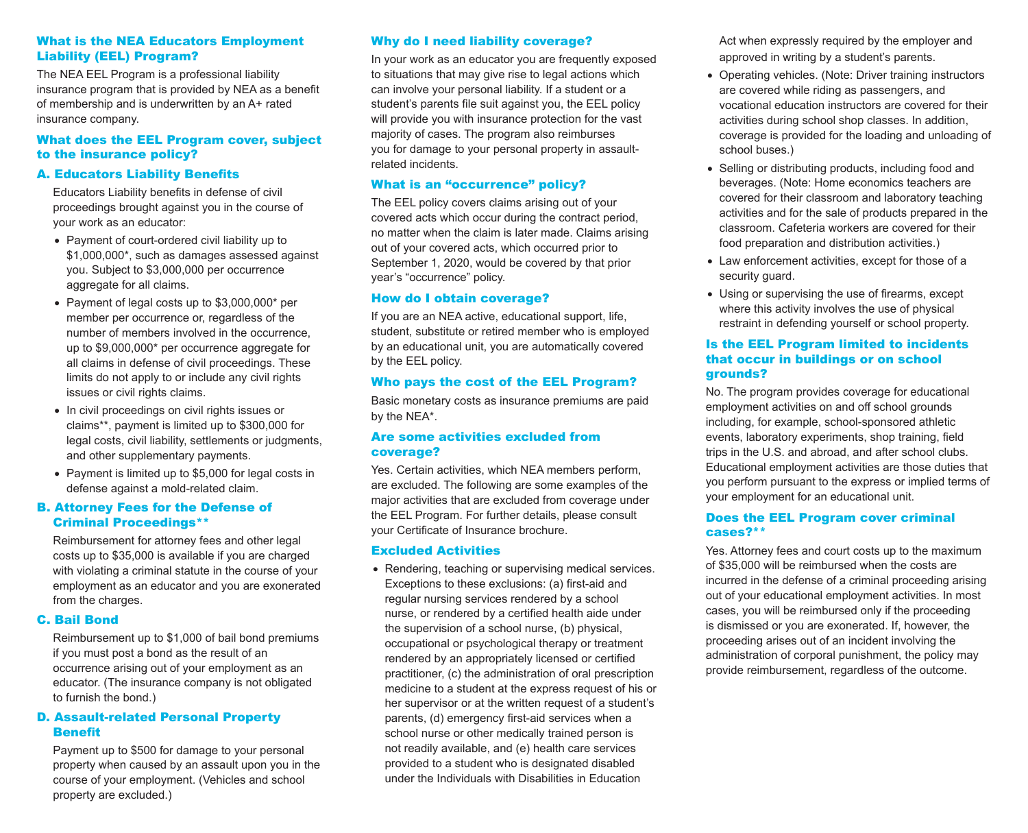## What is the NEA Educators Employment Liability (EEL) Program?

The NEA EEL Program is a professional liability insurance program that is provided by NEA as a benefit of membership and is underwritten by an A+ rated insurance company.

## What does the EEL Program cover, subject to the insurance policy?

### A. Educators Liability Benefits

Educators Liability benefits in defense of civil proceedings brought against you in the course of your work as an educator:

- Payment of court-ordered civil liability up to $1,000,000*, such as damages assessed against you. Subject to $3,000,000 per occurrence aggregate for all claims.
- Payment of legal costs up to $3,000,000* per member per occurrence or, regardless of the number of members involved in the occurrence, up to $9,000,000* per occurrence aggregate for all claims in defense of civil proceedings. These limits do not apply to or include any civil rights issues or civil rights claims.
- In civil proceedings on civil rights issues or claims**, payment is limited up to $300,000 for legal costs, civil liability, settlements or judgments, and other supplementary payments.
- Payment is limited up to $5,000 for legal costs in defense against a mold-related claim.

### B. Attorney Fees for the Defense of Criminal Proceedings**

Reimbursement for attorney fees and other legal costs up to $35,000 is available if you are charged with violating a criminal statute in the course of your employment as an educator and you are exonerated from the charges.

### C. Bail Bond

Reimbursement up to $1,000 of bail bond premiums if you must post a bond as the result of an occurrence arising out of your employment as an educator. (The insurance company is not obligated to furnish the bond.)

### D. Assault-related Personal Property Benefit

Payment up to $500 for damage to your personal property when caused by an assault upon you in the course of your employment. (Vehicles and school property are excluded.)

## Why do I need liability coverage?

In your work as an educator you are frequently exposed to situations that may give rise to legal actions which can involve your personal liability. If a student or a student's parents file suit against you, the EEL policy will provide you with insurance protection for the vast majority of cases. The program also reimburses you for damage to your personal property in assault-related incidents.

## What is an "occurrence" policy?

The EEL policy covers claims arising out of your covered acts which occur during the contract period, no matter when the claim is later made. Claims arising out of your covered acts, which occurred prior to September 1, 2020, would be covered by that prior year's "occurrence" policy.

## How do I obtain coverage?

If you are an NEA active, educational support, life, student, substitute or retired member who is employed by an educational unit, you are automatically covered by the EEL policy.

## Who pays the cost of the EEL Program?

Basic monetary costs as insurance premiums are paid by the NEA*.

## Are some activities excluded from coverage?

Yes. Certain activities, which NEA members perform, are excluded. The following are some examples of the major activities that are excluded from coverage under the EEL Program. For further details, please consult your Certificate of Insurance brochure.

## Excluded Activities

- Rendering, teaching or supervising medical services. Exceptions to these exclusions: (a) first-aid and regular nursing services rendered by a school nurse, or rendered by a certified health aide under the supervision of a school nurse, (b) physical, occupational or psychological therapy or treatment rendered by an appropriately licensed or certified practitioner, (c) the administration of oral prescription medicine to a student at the express request of his or her supervisor or at the written request of a student's parents, (d) emergency first-aid services when a school nurse or other medically trained person is not readily available, and (e) health care services provided to a student who is designated disabled under the Individuals with Disabilities in Education Act when expressly required by the employer and approved in writing by a student's parents.
- Operating vehicles. (Note: Driver training instructors are covered while riding as passengers, and vocational education instructors are covered for their activities during school shop classes. In addition, coverage is provided for the loading and unloading of school buses.)
- Selling or distributing products, including food and beverages. (Note: Home economics teachers are covered for their classroom and laboratory teaching activities and for the sale of products prepared in the classroom. Cafeteria workers are covered for their food preparation and distribution activities.)
- Law enforcement activities, except for those of a security guard.
- Using or supervising the use of firearms, except where this activity involves the use of physical restraint in defending yourself or school property.

## Is the EEL Program limited to incidents that occur in buildings or on school grounds?

No. The program provides coverage for educational employment activities on and off school grounds including, for example, school-sponsored athletic events, laboratory experiments, shop training, field trips in the U.S. and abroad, and after school clubs. Educational employment activities are those duties that you perform pursuant to the express or implied terms of your employment for an educational unit.

## Does the EEL Program cover criminal cases?**

Yes. Attorney fees and court costs up to the maximum of $35,000 will be reimbursed when the costs are incurred in the defense of a criminal proceeding arising out of your educational employment activities. In most cases, you will be reimbursed only if the proceeding is dismissed or you are exonerated. If, however, the proceeding arises out of an incident involving the administration of corporal punishment, the policy may provide reimbursement, regardless of the outcome.